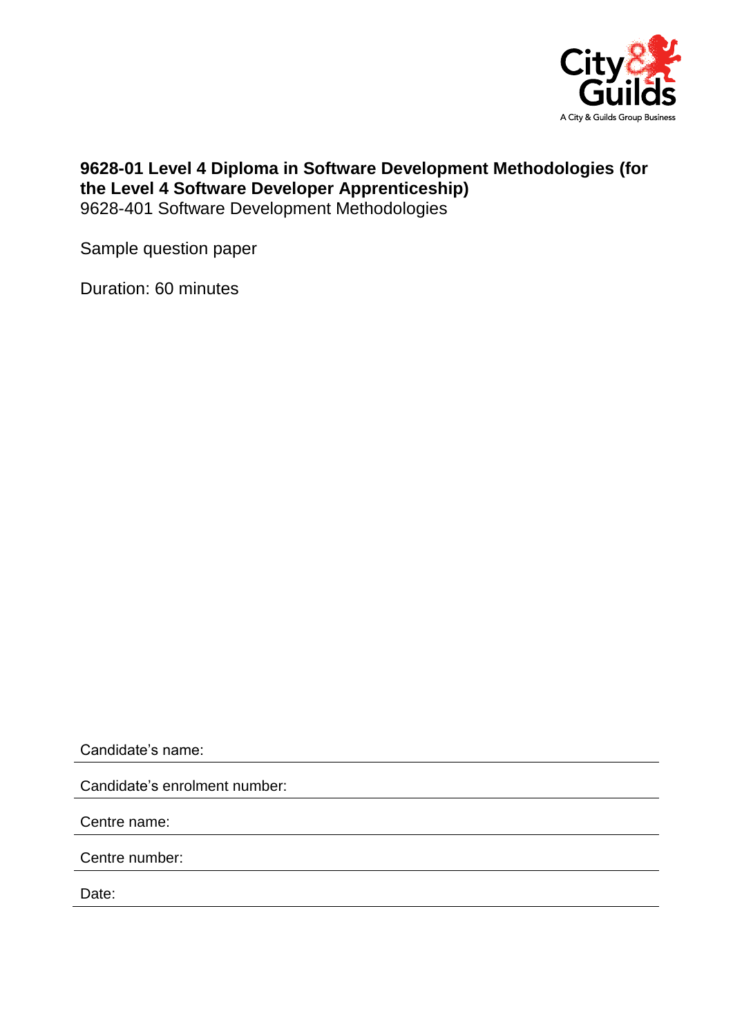**9628-01 Level 4 Diploma in Software Development Methodologies (for the Level 4 Software Developer Apprenticeship)**
9628-401 Software Development Methodologies

Sample question paper

Duration: 60 minutes

Candidate's name:

Candidate's enrolment number:

Centre name:

Centre number:

Date: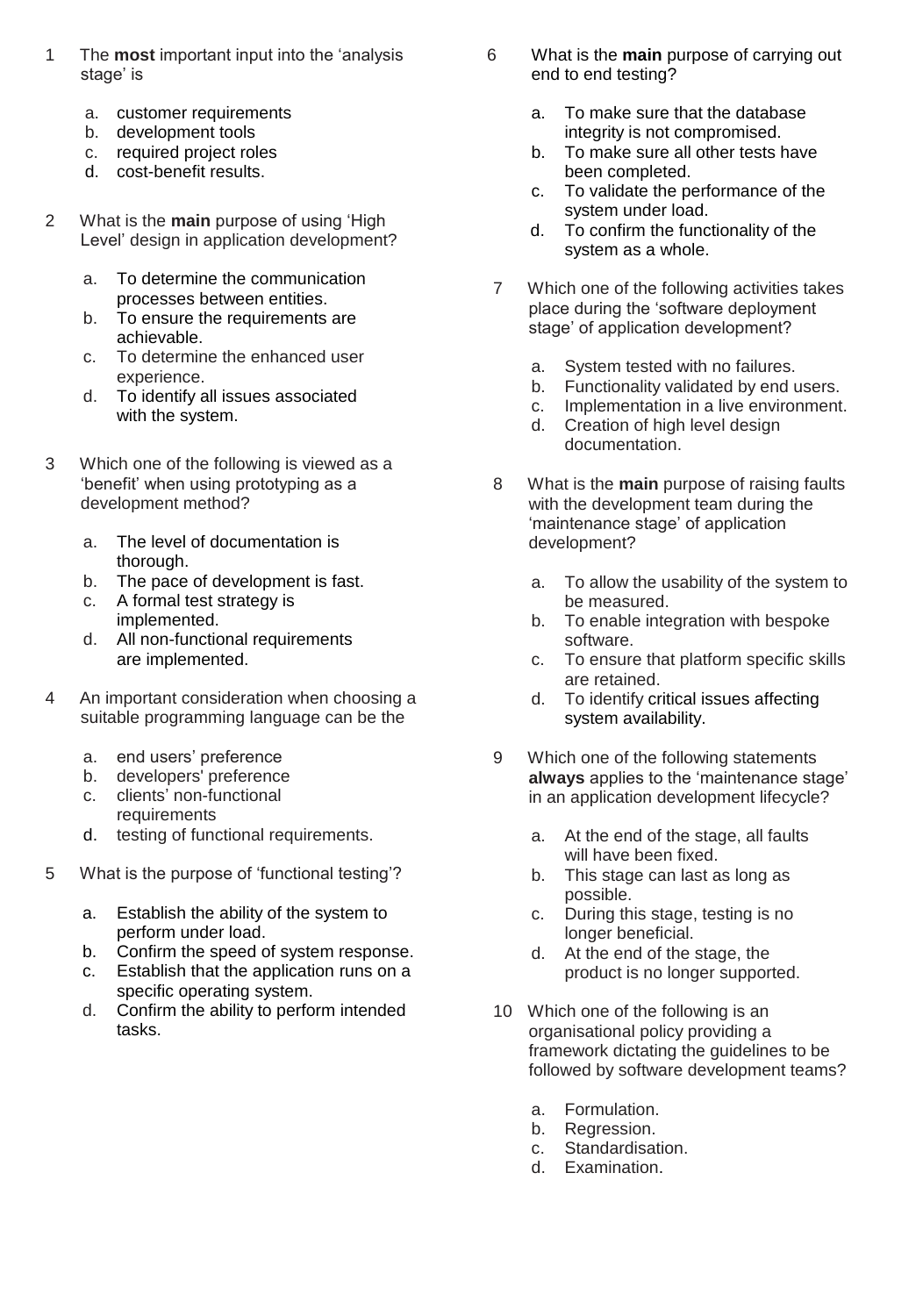1 The **most** important input into the 'analysis stage' is

a. customer requirements
b. development tools
c. required project roles
d. cost-benefit results.

2 What is the **main** purpose of using 'High Level' design in application development?

a. To determine the communication processes between entities.
b. To ensure the requirements are achievable.
c. To determine the enhanced user experience.
d. To identify all issues associated with the system.

3 Which one of the following is viewed as a 'benefit' when using prototyping as a development method?

a. The level of documentation is thorough.
b. The pace of development is fast.
c. A formal test strategy is implemented.
d. All non-functional requirements are implemented.

4 An important consideration when choosing a suitable programming language can be the

a. end users' preference
b. developers' preference
c. clients' non-functional requirements
d. testing of functional requirements.

5 What is the purpose of 'functional testing'?

a. Establish the ability of the system to perform under load.
b. Confirm the speed of system response.
c. Establish that the application runs on a specific operating system.
d. Confirm the ability to perform intended tasks.

6 What is the **main** purpose of carrying out end to end testing?

a. To make sure that the database integrity is not compromised.
b. To make sure all other tests have been completed.
c. To validate the performance of the system under load.
d. To confirm the functionality of the system as a whole.

7 Which one of the following activities takes place during the 'software deployment stage' of application development?

a. System tested with no failures.
b. Functionality validated by end users.
c. Implementation in a live environment.
d. Creation of high level design documentation.

8 What is the **main** purpose of raising faults with the development team during the 'maintenance stage' of application development?

a. To allow the usability of the system to be measured.
b. To enable integration with bespoke software.
c. To ensure that platform specific skills are retained.
d. To identify critical issues affecting system availability.

9 Which one of the following statements **always** applies to the 'maintenance stage' in an application development lifecycle?

a. At the end of the stage, all faults will have been fixed.
b. This stage can last as long as possible.
c. During this stage, testing is no longer beneficial.
d. At the end of the stage, the product is no longer supported.

10 Which one of the following is an organisational policy providing a framework dictating the guidelines to be followed by software development teams?

a. Formulation.
b. Regression.
c. Standardisation.
d. Examination.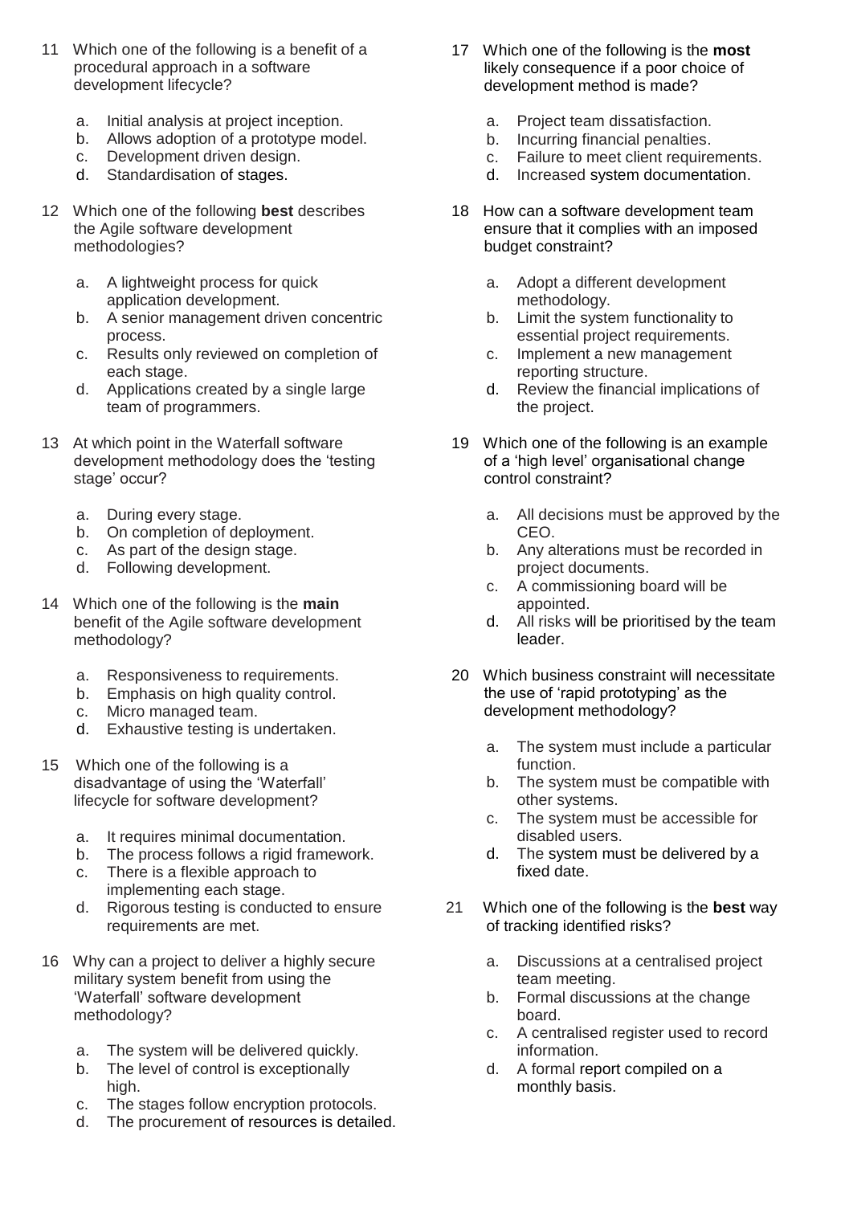11 Which one of the following is a benefit of a procedural approach in a software development lifecycle?

a. Initial analysis at project inception.
b. Allows adoption of a prototype model.
c. Development driven design.
d. Standardisation of stages.

12 Which one of the following **best** describes the Agile software development methodologies?

a. A lightweight process for quick application development.
b. A senior management driven concentric process.
c. Results only reviewed on completion of each stage.
d. Applications created by a single large team of programmers.

13 At which point in the Waterfall software development methodology does the 'testing stage' occur?

a. During every stage.
b. On completion of deployment.
c. As part of the design stage.
d. Following development.

14 Which one of the following is the **main** benefit of the Agile software development methodology?

a. Responsiveness to requirements.
b. Emphasis on high quality control.
c. Micro managed team.
d. Exhaustive testing is undertaken.

15 Which one of the following is a disadvantage of using the 'Waterfall' lifecycle for software development?

a. It requires minimal documentation.
b. The process follows a rigid framework.
c. There is a flexible approach to implementing each stage.
d. Rigorous testing is conducted to ensure requirements are met.

16 Why can a project to deliver a highly secure military system benefit from using the 'Waterfall' software development methodology?

a. The system will be delivered quickly.
b. The level of control is exceptionally high.
c. The stages follow encryption protocols.
d. The procurement of resources is detailed.

17 Which one of the following is the **most** likely consequence if a poor choice of development method is made?

a. Project team dissatisfaction.
b. Incurring financial penalties.
c. Failure to meet client requirements.
d. Increased system documentation.

18 How can a software development team ensure that it complies with an imposed budget constraint?

a. Adopt a different development methodology.
b. Limit the system functionality to essential project requirements.
c. Implement a new management reporting structure.
d. Review the financial implications of the project.

19 Which one of the following is an example of a 'high level' organisational change control constraint?

a. All decisions must be approved by the CEO.
b. Any alterations must be recorded in project documents.
c. A commissioning board will be appointed.
d. All risks will be prioritised by the team leader.

20 Which business constraint will necessitate the use of 'rapid prototyping' as the development methodology?

a. The system must include a particular function.
b. The system must be compatible with other systems.
c. The system must be accessible for disabled users.
d. The system must be delivered by a fixed date.

21 Which one of the following is the **best** way of tracking identified risks?

a. Discussions at a centralised project team meeting.
b. Formal discussions at the change board.
c. A centralised register used to record information.
d. A formal report compiled on a monthly basis.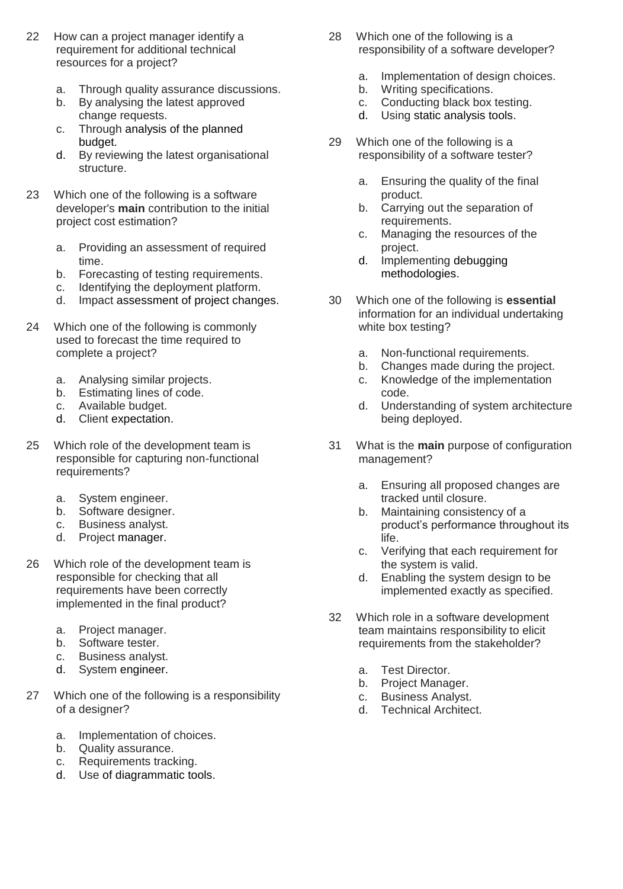22 How can a project manager identify a requirement for additional technical resources for a project?

a. Through quality assurance discussions.
b. By analysing the latest approved change requests.
c. Through analysis of the planned budget.
d. By reviewing the latest organisational structure.

23 Which one of the following is a software developer's **main** contribution to the initial project cost estimation?

a. Providing an assessment of required time.
b. Forecasting of testing requirements.
c. Identifying the deployment platform.
d. Impact assessment of project changes.

24 Which one of the following is commonly used to forecast the time required to complete a project?

a. Analysing similar projects.
b. Estimating lines of code.
c. Available budget.
d. Client expectation.

25 Which role of the development team is responsible for capturing non-functional requirements?

a. System engineer.
b. Software designer.
c. Business analyst.
d. Project manager.

26 Which role of the development team is responsible for checking that all requirements have been correctly implemented in the final product?

a. Project manager.
b. Software tester.
c. Business analyst.
d. System engineer.

27 Which one of the following is a responsibility of a designer?

a. Implementation of choices.
b. Quality assurance.
c. Requirements tracking.
d. Use of diagrammatic tools.

28 Which one of the following is a responsibility of a software developer?

a. Implementation of design choices.
b. Writing specifications.
c. Conducting black box testing.
d. Using static analysis tools.

29 Which one of the following is a responsibility of a software tester?

a. Ensuring the quality of the final product.
b. Carrying out the separation of requirements.
c. Managing the resources of the project.
d. Implementing debugging methodologies.

30 Which one of the following is **essential** information for an individual undertaking white box testing?

a. Non-functional requirements.
b. Changes made during the project.
c. Knowledge of the implementation code.
d. Understanding of system architecture being deployed.

31 What is the **main** purpose of configuration management?

a. Ensuring all proposed changes are tracked until closure.
b. Maintaining consistency of a product's performance throughout its life.
c. Verifying that each requirement for the system is valid.
d. Enabling the system design to be implemented exactly as specified.

32 Which role in a software development team maintains responsibility to elicit requirements from the stakeholder?

a. Test Director.
b. Project Manager.
c. Business Analyst.
d. Technical Architect.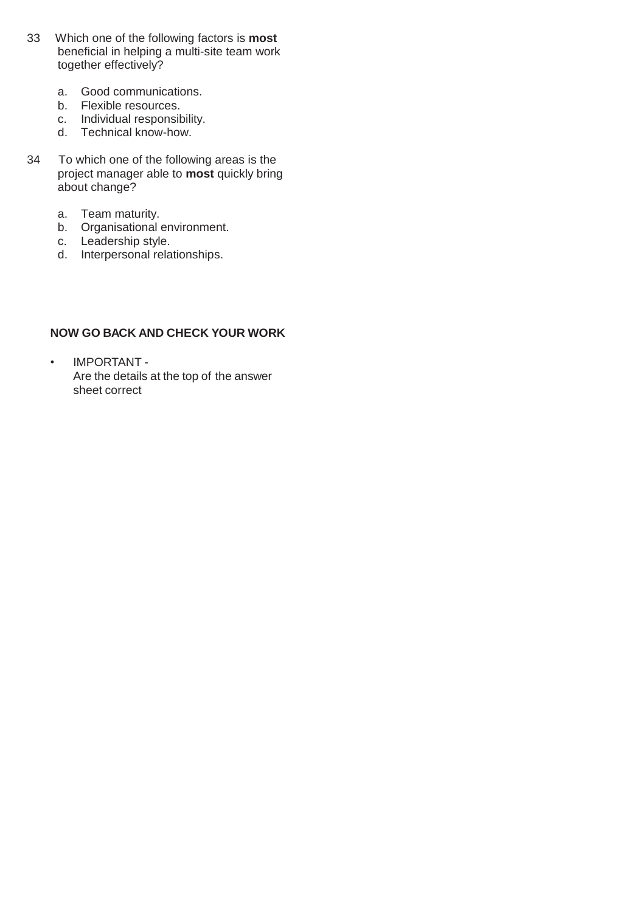33 Which one of the following factors is **most** beneficial in helping a multi-site team work together effectively?

a. Good communications.
b. Flexible resources.
c. Individual responsibility.
d. Technical know-how.

34 To which one of the following areas is the project manager able to **most** quickly bring about change?

a. Team maturity.
b. Organisational environment.
c. Leadership style.
d. Interpersonal relationships.

**NOW GO BACK AND CHECK YOUR WORK**

- IMPORTANT -
  Are the details at the top of the answer sheet correct